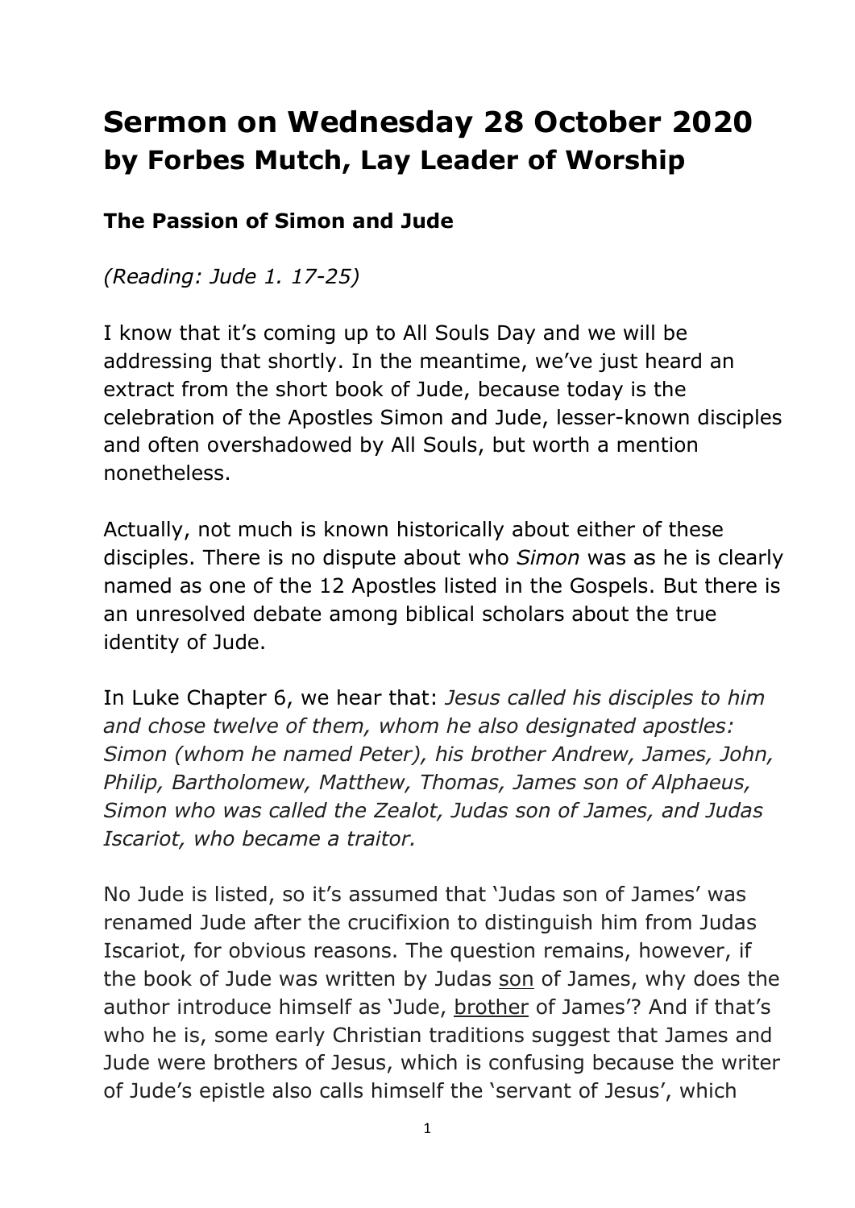# Sermon on Wednesday 28 October 2020
## by Forbes Mutch, Lay Leader of Worship

### The Passion of Simon and Jude

*(Reading: Jude 1. 17-25)*

I know that it's coming up to All Souls Day and we will be addressing that shortly. In the meantime, we've just heard an extract from the short book of Jude, because today is the celebration of the Apostles Simon and Jude, lesser-known disciples and often overshadowed by All Souls, but worth a mention nonetheless.

Actually, not much is known historically about either of these disciples. There is no dispute about who *Simon* was as he is clearly named as one of the 12 Apostles listed in the Gospels. But there is an unresolved debate among biblical scholars about the true identity of Jude.

In Luke Chapter 6, we hear that: *Jesus called his disciples to him and chose twelve of them, whom he also designated apostles: Simon (whom he named Peter), his brother Andrew, James, John, Philip, Bartholomew, Matthew, Thomas, James son of Alphaeus, Simon who was called the Zealot, Judas son of James, and Judas Iscariot, who became a traitor.*

No Jude is listed, so it's assumed that 'Judas son of James' was renamed Jude after the crucifixion to distinguish him from Judas Iscariot, for obvious reasons. The question remains, however, if the book of Jude was written by Judas <u>son</u> of James, why does the author introduce himself as 'Jude, <u>brother</u> of James'? And if that's who he is, some early Christian traditions suggest that James and Jude were brothers of Jesus, which is confusing because the writer of Jude's epistle also calls himself the 'servant of Jesus', which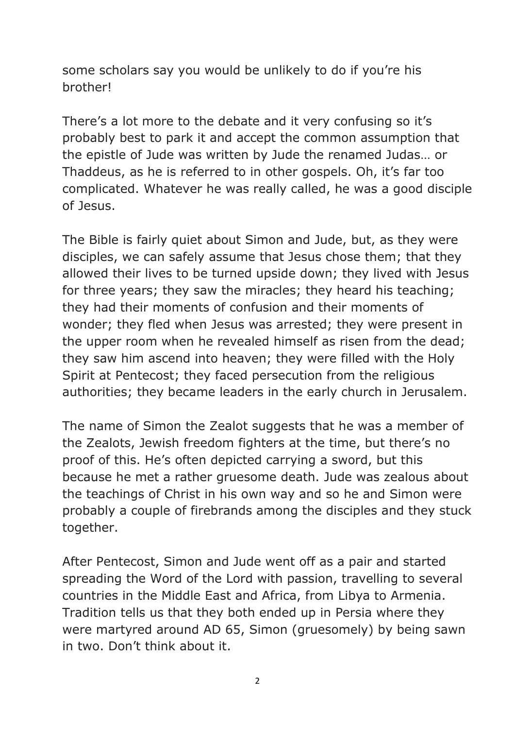some scholars say you would be unlikely to do if you're his brother!

There's a lot more to the debate and it very confusing so it's probably best to park it and accept the common assumption that the epistle of Jude was written by Jude the renamed Judas… or Thaddeus, as he is referred to in other gospels. Oh, it's far too complicated. Whatever he was really called, he was a good disciple of Jesus.

The Bible is fairly quiet about Simon and Jude, but, as they were disciples, we can safely assume that Jesus chose them; that they allowed their lives to be turned upside down; they lived with Jesus for three years; they saw the miracles; they heard his teaching; they had their moments of confusion and their moments of wonder; they fled when Jesus was arrested; they were present in the upper room when he revealed himself as risen from the dead; they saw him ascend into heaven; they were filled with the Holy Spirit at Pentecost; they faced persecution from the religious authorities; they became leaders in the early church in Jerusalem.

The name of Simon the Zealot suggests that he was a member of the Zealots, Jewish freedom fighters at the time, but there's no proof of this. He's often depicted carrying a sword, but this because he met a rather gruesome death. Jude was zealous about the teachings of Christ in his own way and so he and Simon were probably a couple of firebrands among the disciples and they stuck together.

After Pentecost, Simon and Jude went off as a pair and started spreading the Word of the Lord with passion, travelling to several countries in the Middle East and Africa, from Libya to Armenia. Tradition tells us that they both ended up in Persia where they were martyred around AD 65, Simon (gruesomely) by being sawn in two. Don't think about it.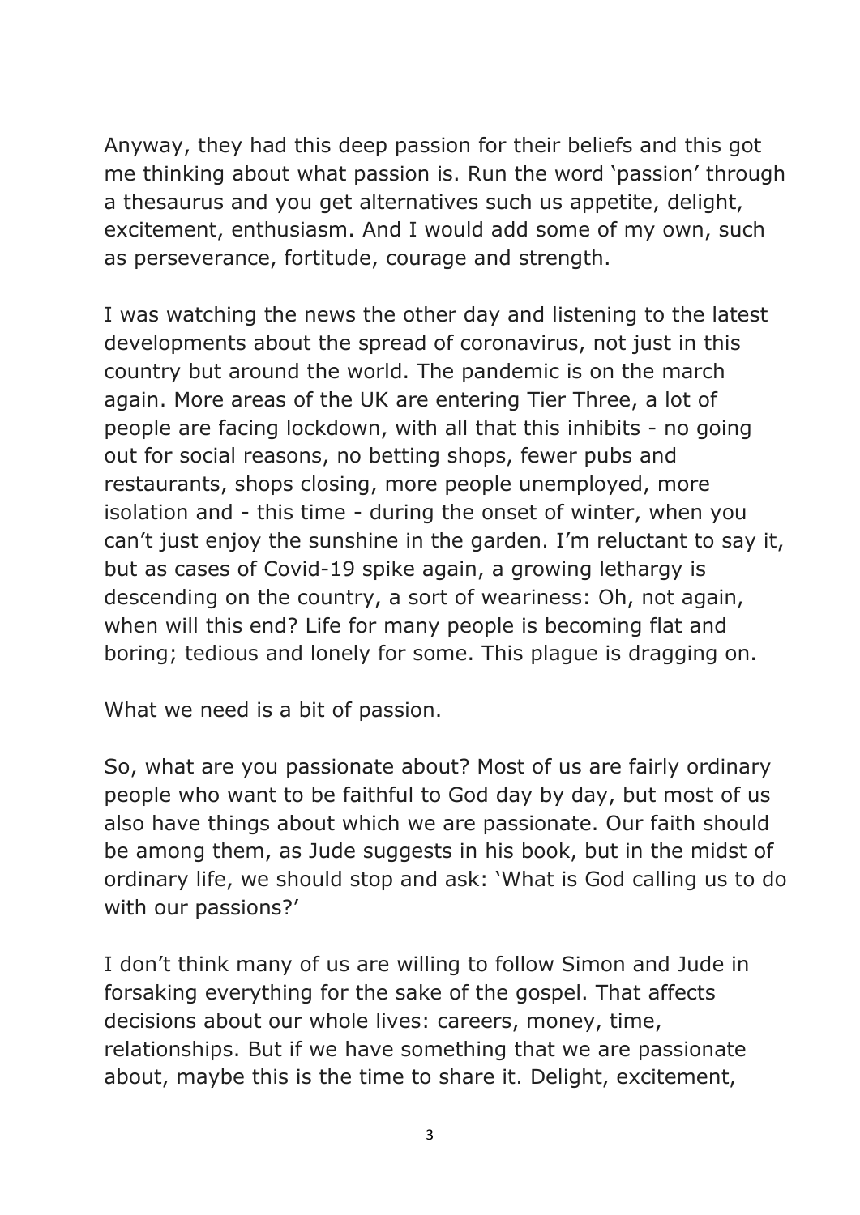Anyway, they had this deep passion for their beliefs and this got me thinking about what passion is. Run the word 'passion' through a thesaurus and you get alternatives such us appetite, delight, excitement, enthusiasm. And I would add some of my own, such as perseverance, fortitude, courage and strength.

I was watching the news the other day and listening to the latest developments about the spread of coronavirus, not just in this country but around the world. The pandemic is on the march again. More areas of the UK are entering Tier Three, a lot of people are facing lockdown, with all that this inhibits - no going out for social reasons, no betting shops, fewer pubs and restaurants, shops closing, more people unemployed, more isolation and - this time - during the onset of winter, when you can't just enjoy the sunshine in the garden. I'm reluctant to say it, but as cases of Covid-19 spike again, a growing lethargy is descending on the country, a sort of weariness: Oh, not again, when will this end? Life for many people is becoming flat and boring; tedious and lonely for some. This plague is dragging on.

What we need is a bit of passion.

So, what are you passionate about? Most of us are fairly ordinary people who want to be faithful to God day by day, but most of us also have things about which we are passionate. Our faith should be among them, as Jude suggests in his book, but in the midst of ordinary life, we should stop and ask: 'What is God calling us to do with our passions?'

I don't think many of us are willing to follow Simon and Jude in forsaking everything for the sake of the gospel. That affects decisions about our whole lives: careers, money, time, relationships. But if we have something that we are passionate about, maybe this is the time to share it. Delight, excitement,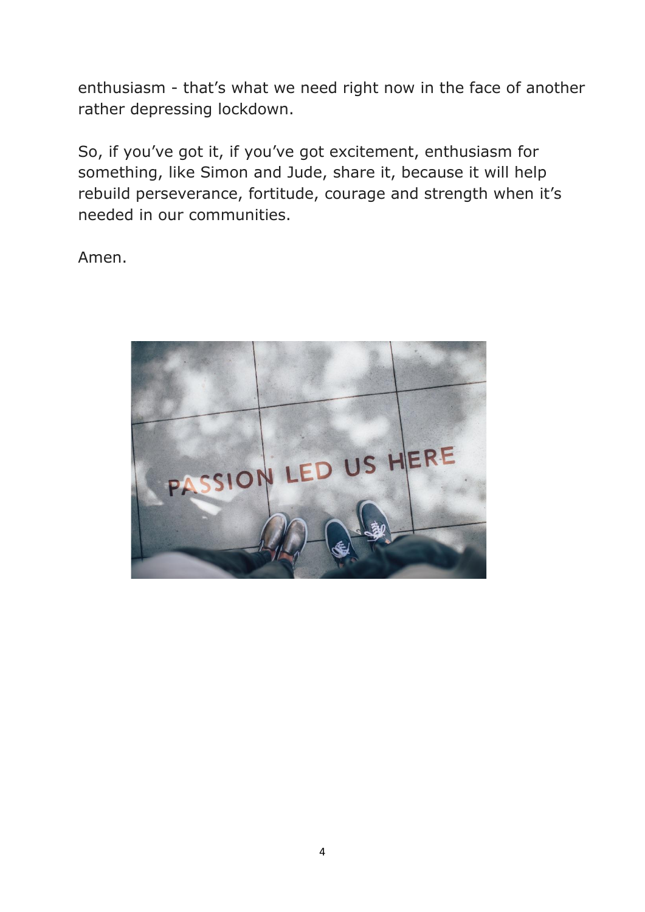enthusiasm - that's what we need right now in the face of another rather depressing lockdown.

So, if you've got it, if you've got excitement, enthusiasm for something, like Simon and Jude, share it, because it will help rebuild perseverance, fortitude, courage and strength when it's needed in our communities.

Amen.